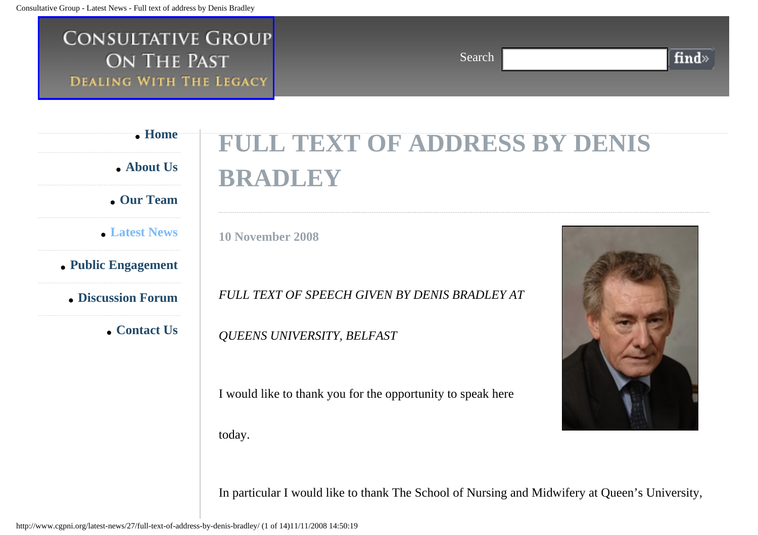# CONSULTATIVE GROUP ON THE PAST

DEALING WITH THE LEGACY

Search find»

- Home
- About Us
- Our Team
- Latest News
- Public Engagement
- Discussion Forum
- Contact Us

# FULL TEXT OF ADDRESS BY DENIS BRADLEY

**10 November 2008**

*FULL TEXT OF SPEECH GIVEN BY DENIS BRADLEY AT*

*QUEENS UNIVERSITY, BELFAST*

I would like to thank you for the opportunity to speak here today.

In particular I would like to thank The School of Nursing and Midwifery at Queen's University,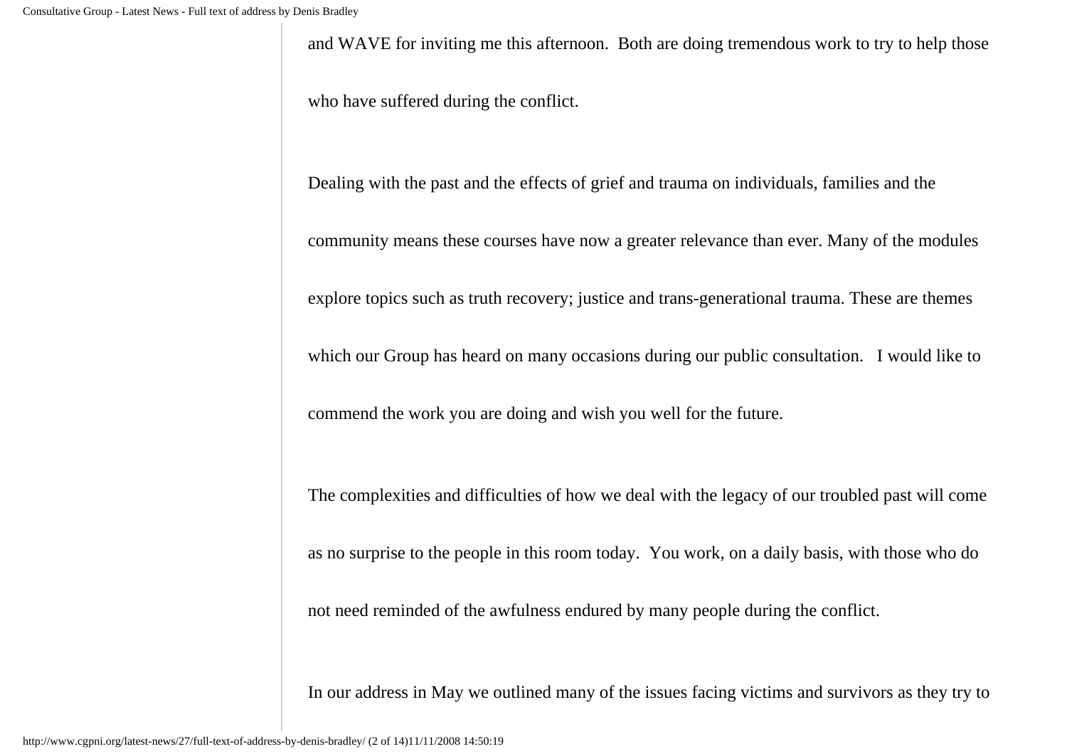and WAVE for inviting me this afternoon. Both are doing tremendous work to try to help those who have suffered during the conflict.

Dealing with the past and the effects of grief and trauma on individuals, families and the community means these courses have now a greater relevance than ever. Many of the modules explore topics such as truth recovery; justice and trans-generational trauma. These are themes which our Group has heard on many occasions during our public consultation. I would like to commend the work you are doing and wish you well for the future.

The complexities and difficulties of how we deal with the legacy of our troubled past will come as no surprise to the people in this room today. You work, on a daily basis, with those who do not need reminded of the awfulness endured by many people during the conflict.

In our address in May we outlined many of the issues facing victims and survivors as they try to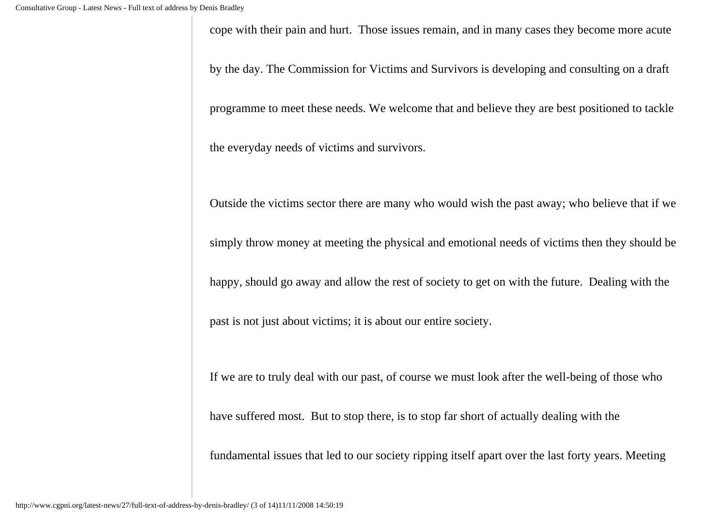cope with their pain and hurt.  Those issues remain, and in many cases they become more acute by the day. The Commission for Victims and Survivors is developing and consulting on a draft programme to meet these needs. We welcome that and believe they are best positioned to tackle the everyday needs of victims and survivors.

Outside the victims sector there are many who would wish the past away; who believe that if we simply throw money at meeting the physical and emotional needs of victims then they should be happy, should go away and allow the rest of society to get on with the future.  Dealing with the past is not just about victims; it is about our entire society.

If we are to truly deal with our past, of course we must look after the well-being of those who have suffered most.  But to stop there, is to stop far short of actually dealing with the fundamental issues that led to our society ripping itself apart over the last forty years. Meeting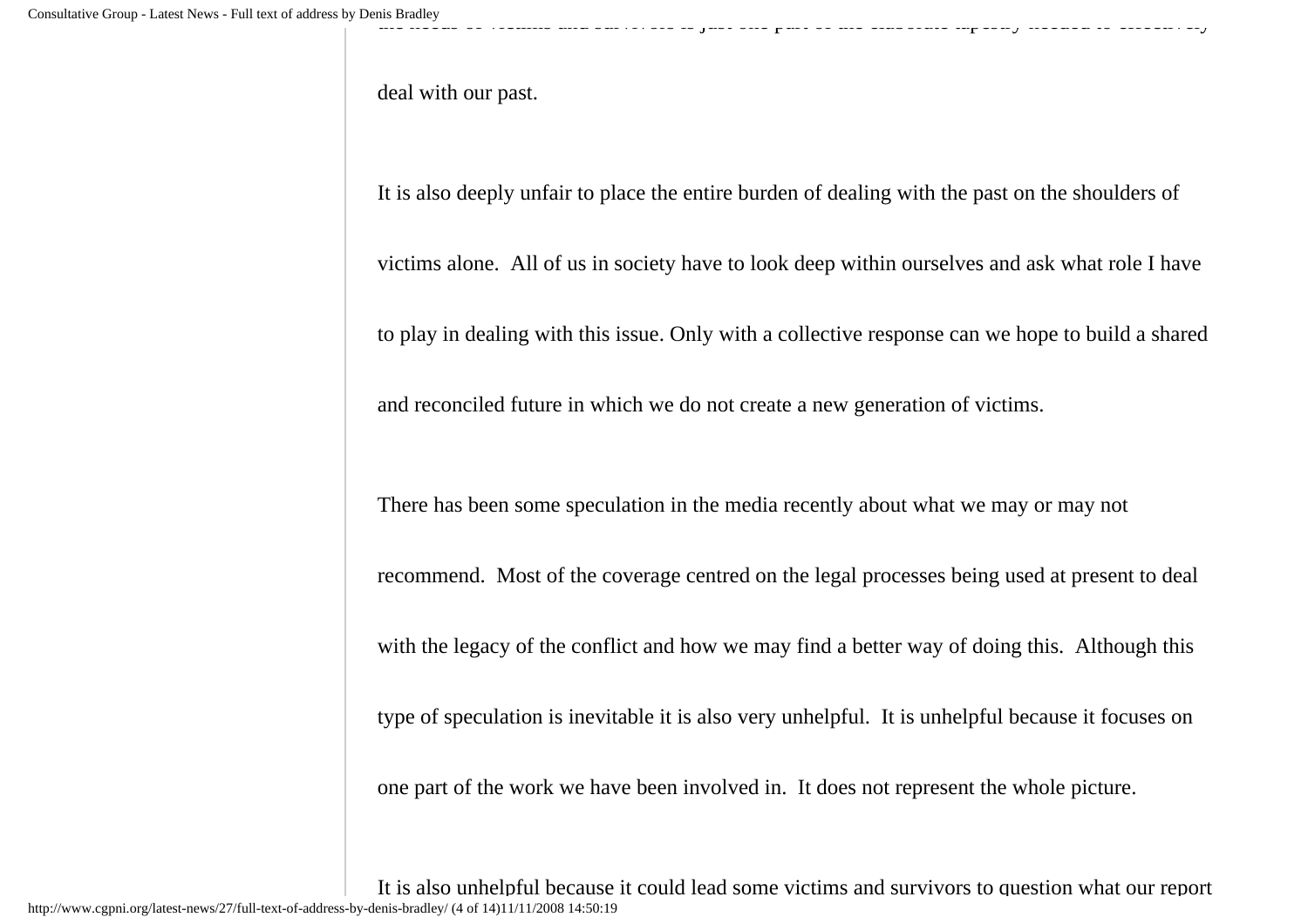deal with our past.

It is also deeply unfair to place the entire burden of dealing with the past on the shoulders of victims alone. All of us in society have to look deep within ourselves and ask what role I have to play in dealing with this issue. Only with a collective response can we hope to build a shared and reconciled future in which we do not create a new generation of victims.

There has been some speculation in the media recently about what we may or may not recommend. Most of the coverage centred on the legal processes being used at present to deal with the legacy of the conflict and how we may find a better way of doing this. Although this type of speculation is inevitable it is also very unhelpful. It is unhelpful because it focuses on one part of the work we have been involved in. It does not represent the whole picture.

It is also unhelpful because it could lead some victims and survivors to question what our report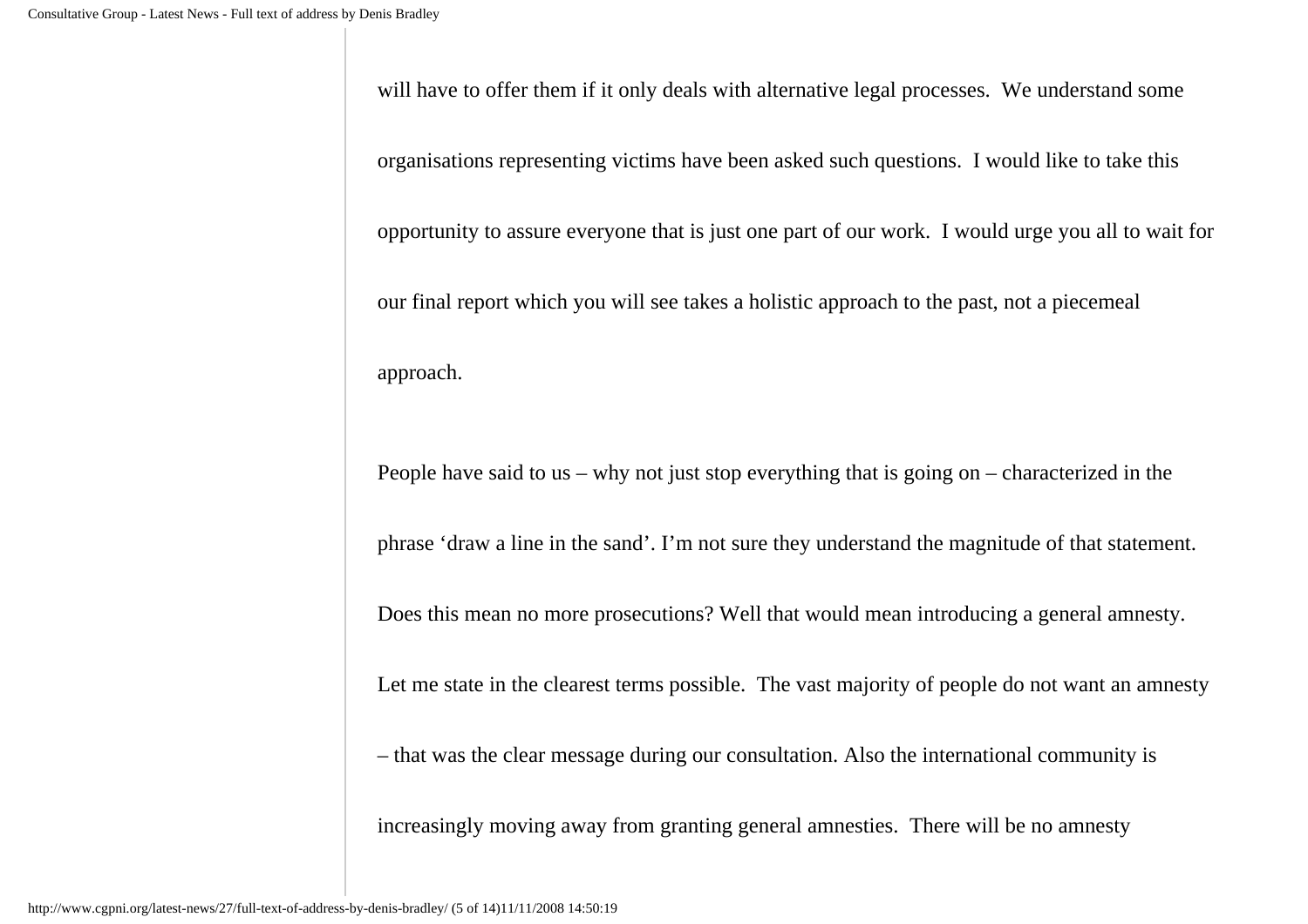will have to offer them if it only deals with alternative legal processes. We understand some organisations representing victims have been asked such questions. I would like to take this opportunity to assure everyone that is just one part of our work. I would urge you all to wait for our final report which you will see takes a holistic approach to the past, not a piecemeal approach.

People have said to us – why not just stop everything that is going on – characterized in the phrase ‘draw a line in the sand’. I’m not sure they understand the magnitude of that statement. Does this mean no more prosecutions? Well that would mean introducing a general amnesty. Let me state in the clearest terms possible. The vast majority of people do not want an amnesty – that was the clear message during our consultation. Also the international community is increasingly moving away from granting general amnesties. There will be no amnesty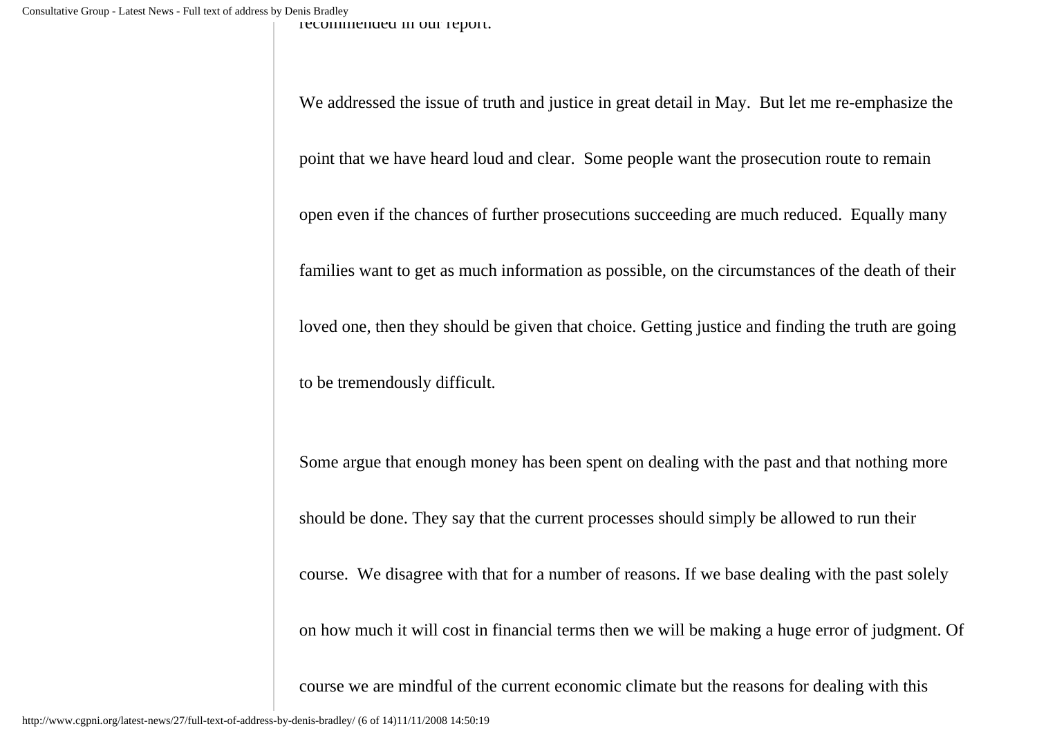recommended in our report.

We addressed the issue of truth and justice in great detail in May. But let me re-emphasize the point that we have heard loud and clear. Some people want the prosecution route to remain open even if the chances of further prosecutions succeeding are much reduced. Equally many families want to get as much information as possible, on the circumstances of the death of their loved one, then they should be given that choice. Getting justice and finding the truth are going to be tremendously difficult.

Some argue that enough money has been spent on dealing with the past and that nothing more should be done. They say that the current processes should simply be allowed to run their course. We disagree with that for a number of reasons. If we base dealing with the past solely on how much it will cost in financial terms then we will be making a huge error of judgment. Of course we are mindful of the current economic climate but the reasons for dealing with this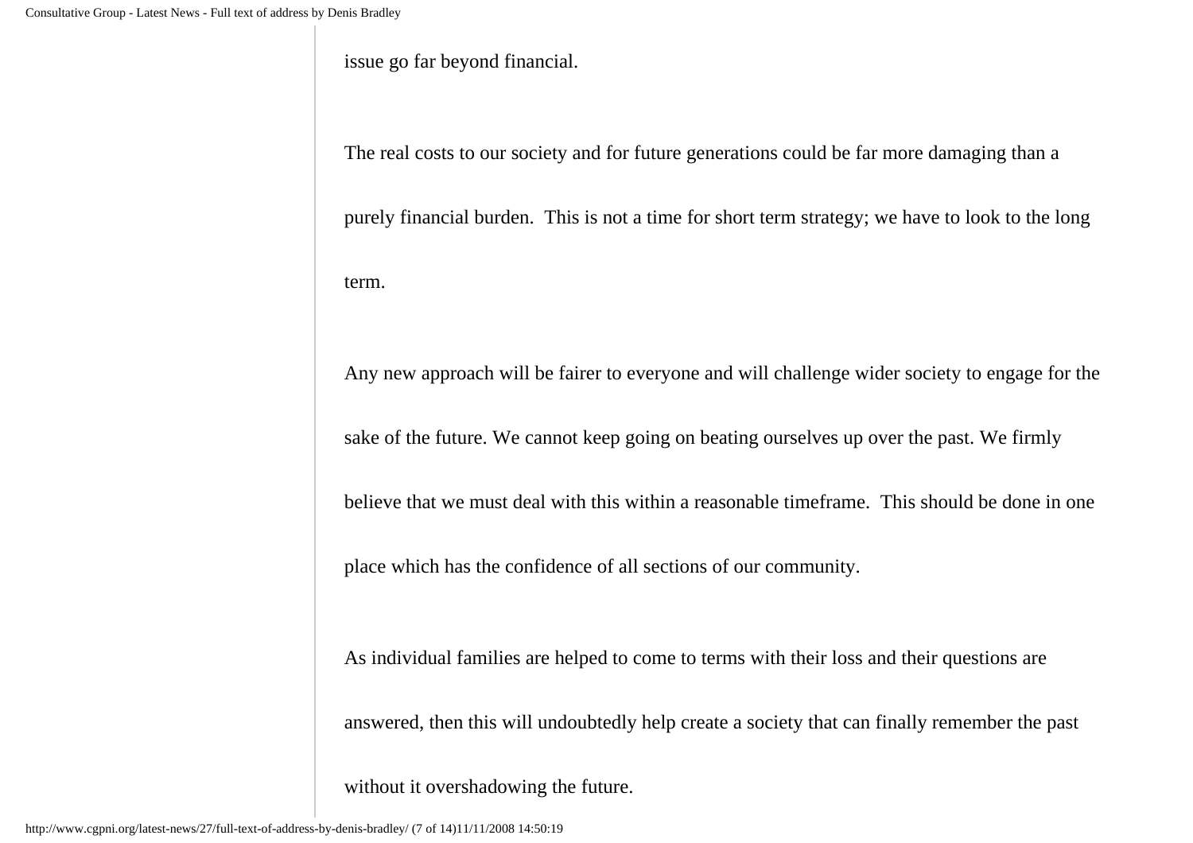issue go far beyond financial.

The real costs to our society and for future generations could be far more damaging than a purely financial burden.  This is not a time for short term strategy; we have to look to the long term.

Any new approach will be fairer to everyone and will challenge wider society to engage for the sake of the future. We cannot keep going on beating ourselves up over the past. We firmly believe that we must deal with this within a reasonable timeframe.  This should be done in one place which has the confidence of all sections of our community.

As individual families are helped to come to terms with their loss and their questions are answered, then this will undoubtedly help create a society that can finally remember the past without it overshadowing the future.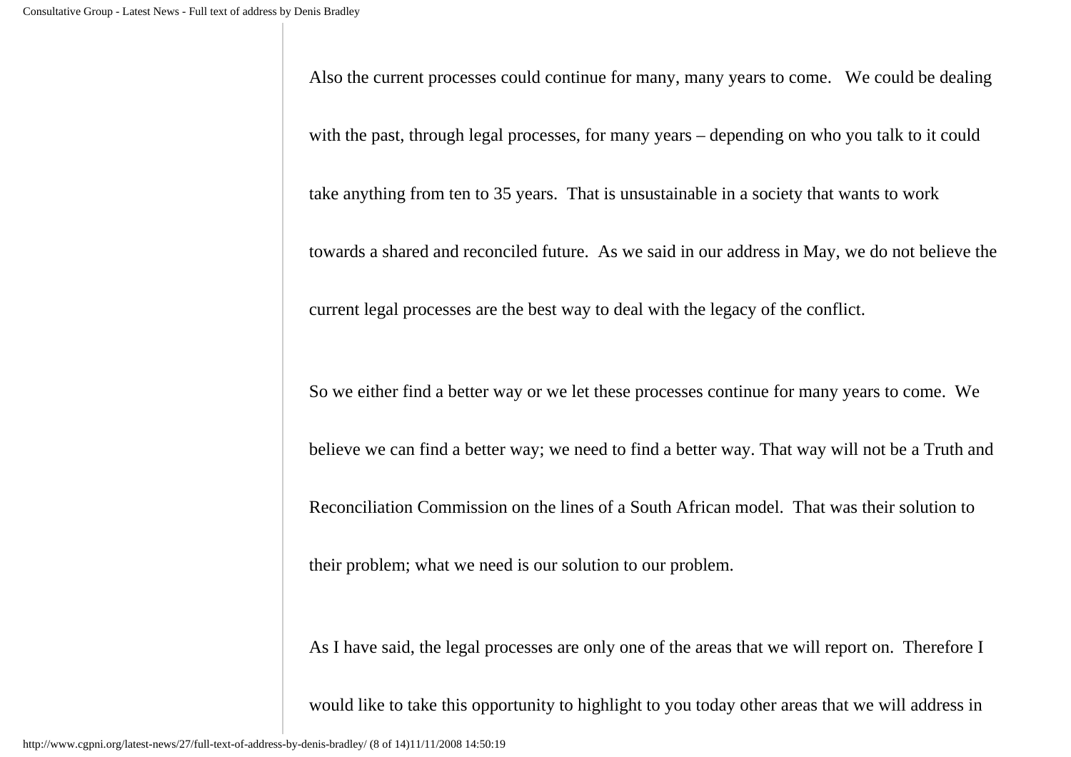Also the current processes could continue for many, many years to come. We could be dealing with the past, through legal processes, for many years – depending on who you talk to it could take anything from ten to 35 years. That is unsustainable in a society that wants to work towards a shared and reconciled future. As we said in our address in May, we do not believe the current legal processes are the best way to deal with the legacy of the conflict.

So we either find a better way or we let these processes continue for many years to come. We believe we can find a better way; we need to find a better way. That way will not be a Truth and Reconciliation Commission on the lines of a South African model. That was their solution to their problem; what we need is our solution to our problem.

As I have said, the legal processes are only one of the areas that we will report on. Therefore I would like to take this opportunity to highlight to you today other areas that we will address in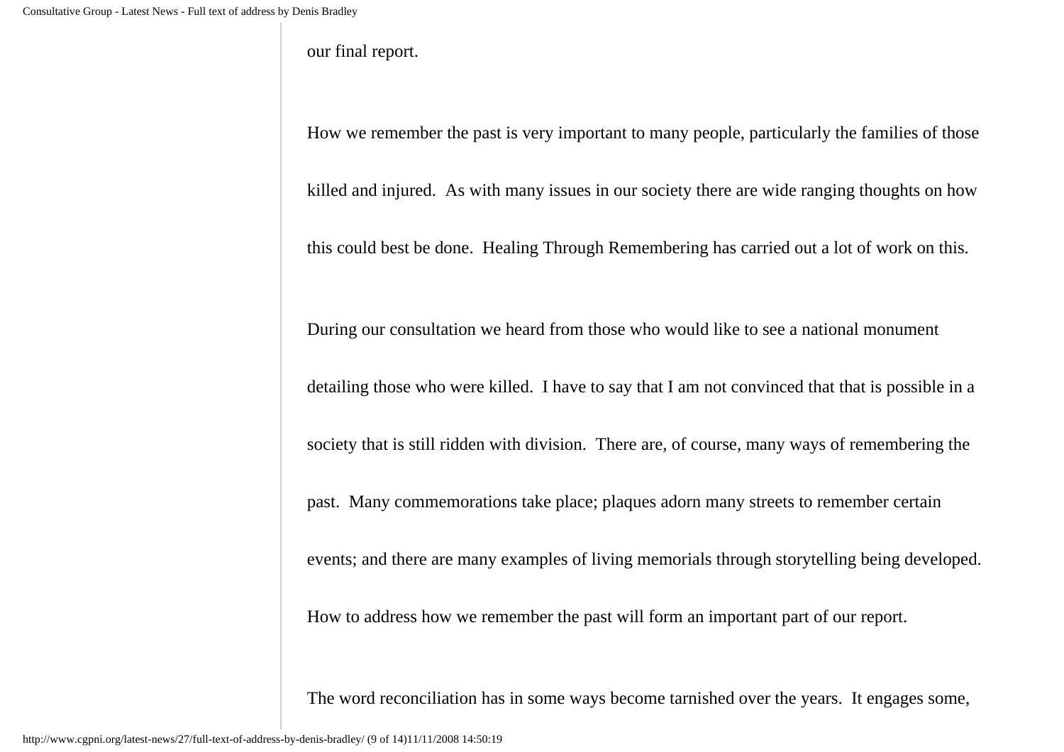our final report.

How we remember the past is very important to many people, particularly the families of those killed and injured. As with many issues in our society there are wide ranging thoughts on how this could best be done. Healing Through Remembering has carried out a lot of work on this.

During our consultation we heard from those who would like to see a national monument detailing those who were killed. I have to say that I am not convinced that that is possible in a society that is still ridden with division. There are, of course, many ways of remembering the past. Many commemorations take place; plaques adorn many streets to remember certain events; and there are many examples of living memorials through storytelling being developed. How to address how we remember the past will form an important part of our report.

The word reconciliation has in some ways become tarnished over the years. It engages some,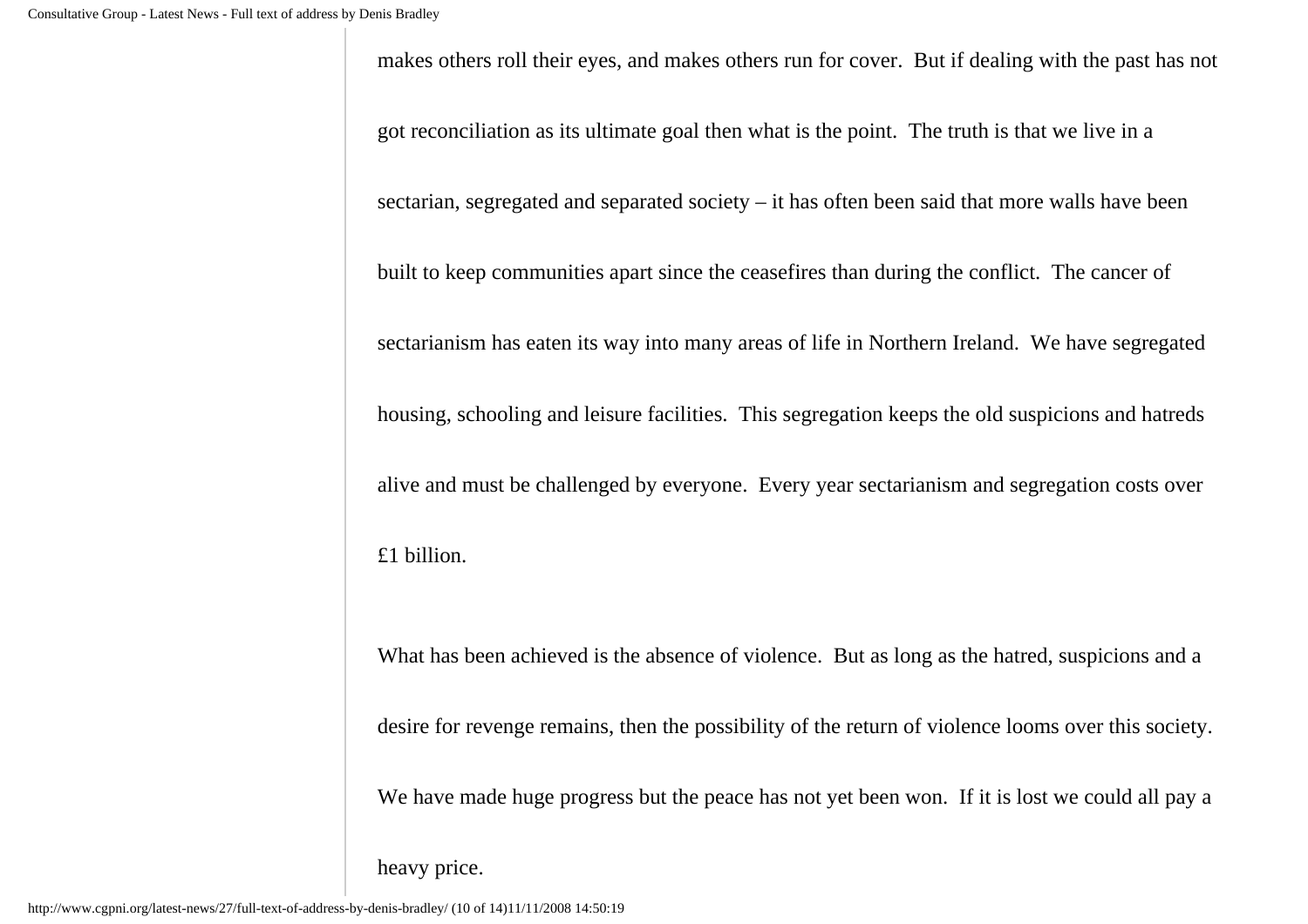makes others roll their eyes, and makes others run for cover. But if dealing with the past has not got reconciliation as its ultimate goal then what is the point. The truth is that we live in a sectarian, segregated and separated society – it has often been said that more walls have been built to keep communities apart since the ceasefires than during the conflict. The cancer of sectarianism has eaten its way into many areas of life in Northern Ireland. We have segregated housing, schooling and leisure facilities. This segregation keeps the old suspicions and hatreds alive and must be challenged by everyone. Every year sectarianism and segregation costs over £1 billion.

What has been achieved is the absence of violence. But as long as the hatred, suspicions and a desire for revenge remains, then the possibility of the return of violence looms over this society. We have made huge progress but the peace has not yet been won. If it is lost we could all pay a heavy price.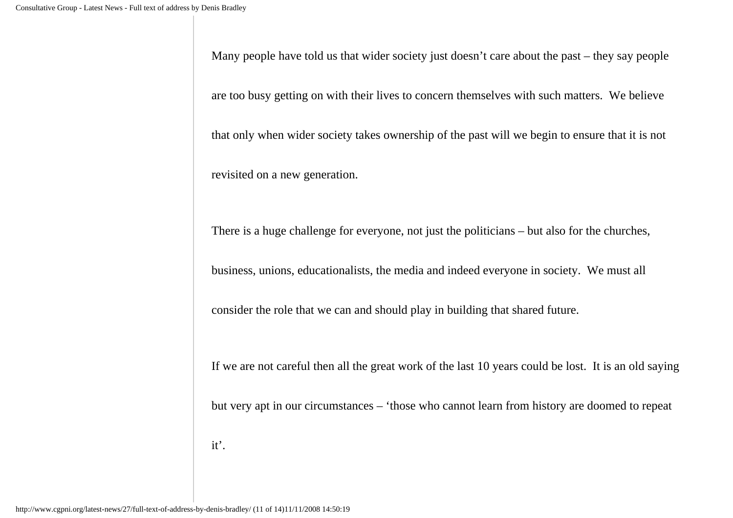Many people have told us that wider society just doesn’t care about the past – they say people are too busy getting on with their lives to concern themselves with such matters. We believe that only when wider society takes ownership of the past will we begin to ensure that it is not revisited on a new generation.

There is a huge challenge for everyone, not just the politicians – but also for the churches, business, unions, educationalists, the media and indeed everyone in society. We must all consider the role that we can and should play in building that shared future.

If we are not careful then all the great work of the last 10 years could be lost. It is an old saying but very apt in our circumstances – ‘those who cannot learn from history are doomed to repeat it’.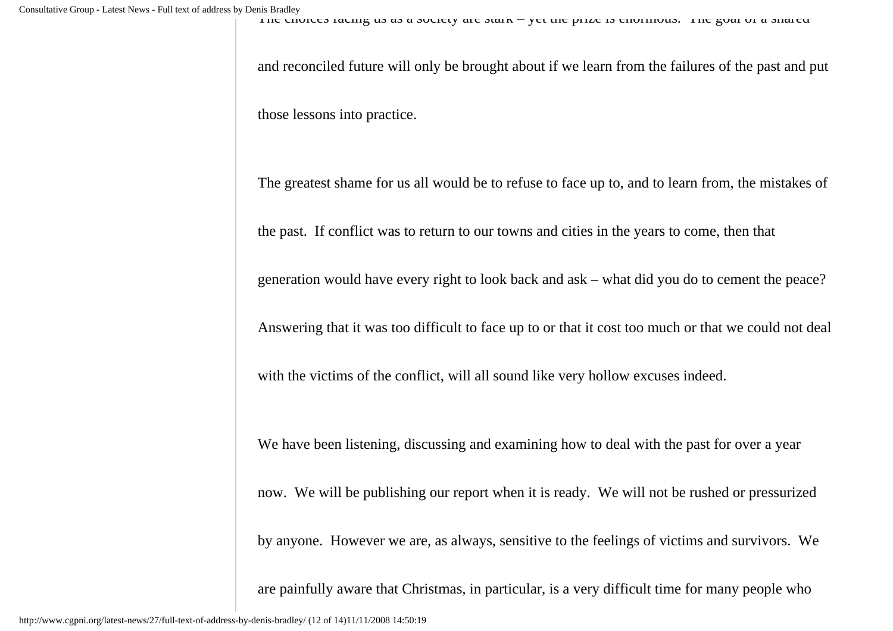The choices facing us as a society are stark – yet the prize is enormous. The goal of a shared and reconciled future will only be brought about if we learn from the failures of the past and put those lessons into practice.

The greatest shame for us all would be to refuse to face up to, and to learn from, the mistakes of the past. If conflict was to return to our towns and cities in the years to come, then that generation would have every right to look back and ask – what did you do to cement the peace? Answering that it was too difficult to face up to or that it cost too much or that we could not deal with the victims of the conflict, will all sound like very hollow excuses indeed.

We have been listening, discussing and examining how to deal with the past for over a year now. We will be publishing our report when it is ready. We will not be rushed or pressurized by anyone. However we are, as always, sensitive to the feelings of victims and survivors. We are painfully aware that Christmas, in particular, is a very difficult time for many people who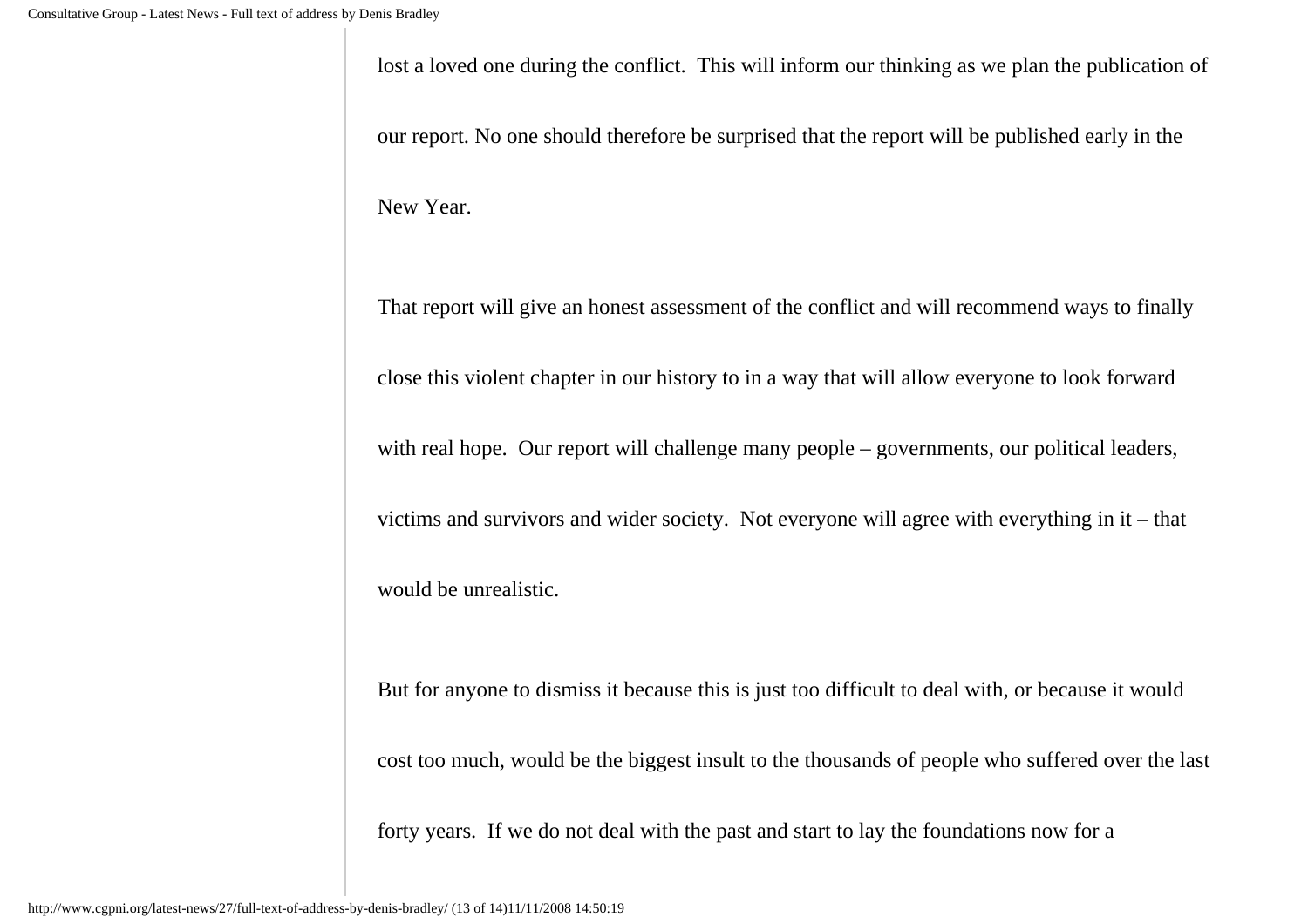lost a loved one during the conflict. This will inform our thinking as we plan the publication of our report. No one should therefore be surprised that the report will be published early in the New Year.

That report will give an honest assessment of the conflict and will recommend ways to finally close this violent chapter in our history to in a way that will allow everyone to look forward with real hope. Our report will challenge many people – governments, our political leaders, victims and survivors and wider society. Not everyone will agree with everything in it – that would be unrealistic.

But for anyone to dismiss it because this is just too difficult to deal with, or because it would cost too much, would be the biggest insult to the thousands of people who suffered over the last forty years. If we do not deal with the past and start to lay the foundations now for a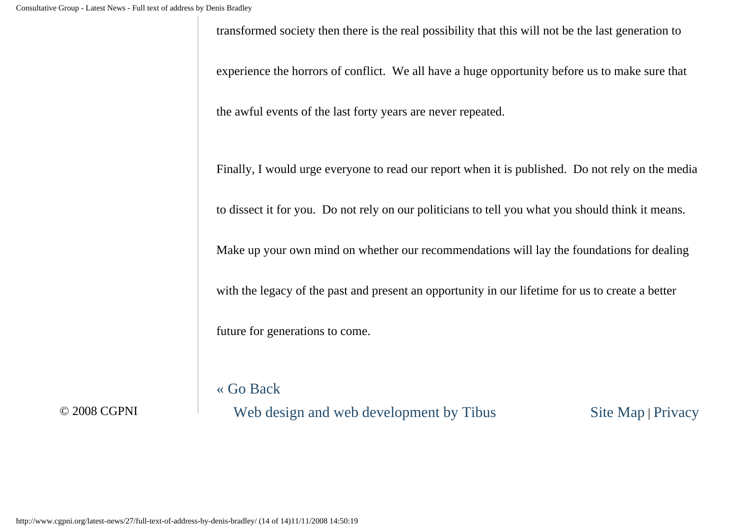transformed society then there is the real possibility that this will not be the last generation to experience the horrors of conflict. We all have a huge opportunity before us to make sure that the awful events of the last forty years are never repeated.

Finally, I would urge everyone to read our report when it is published. Do not rely on the media to dissect it for you. Do not rely on our politicians to tell you what you should think it means. Make up your own mind on whether our recommendations will lay the foundations for dealing with the legacy of the past and present an opportunity in our lifetime for us to create a better future for generations to come.

« Go Back

© 2008 CGPNI

Web design and web development by Tibus

Site Map | Privacy